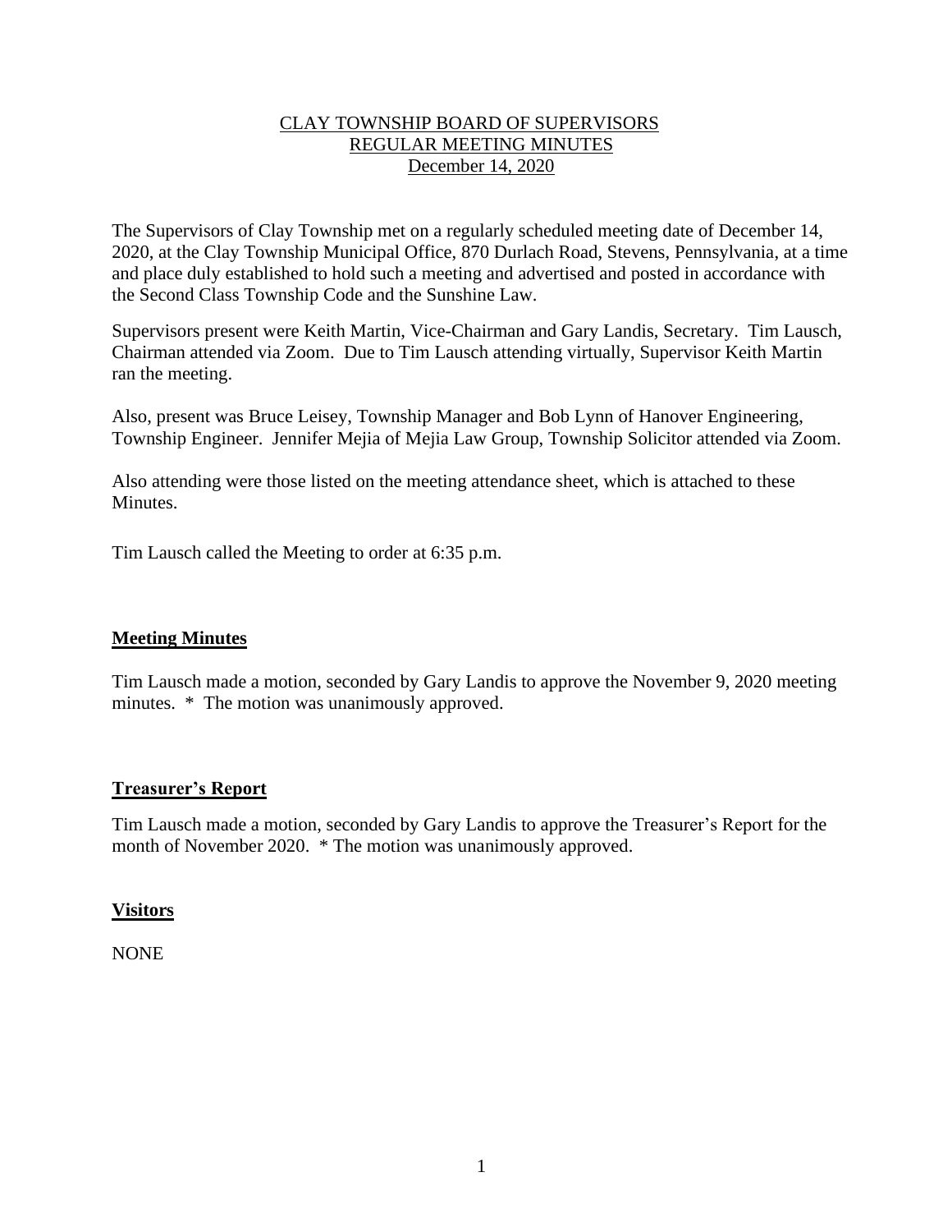# CLAY TOWNSHIP BOARD OF SUPERVISORS
## REGULAR MEETING MINUTES
## December 14, 2020

The Supervisors of Clay Township met on a regularly scheduled meeting date of December 14, 2020, at the Clay Township Municipal Office, 870 Durlach Road, Stevens, Pennsylvania, at a time and place duly established to hold such a meeting and advertised and posted in accordance with the Second Class Township Code and the Sunshine Law.

Supervisors present were Keith Martin, Vice-Chairman and Gary Landis, Secretary. Tim Lausch, Chairman attended via Zoom. Due to Tim Lausch attending virtually, Supervisor Keith Martin ran the meeting.

Also, present was Bruce Leisey, Township Manager and Bob Lynn of Hanover Engineering, Township Engineer. Jennifer Mejia of Mejia Law Group, Township Solicitor attended via Zoom.

Also attending were those listed on the meeting attendance sheet, which is attached to these Minutes.

Tim Lausch called the Meeting to order at 6:35 p.m.

## Meeting Minutes

Tim Lausch made a motion, seconded by Gary Landis to approve the November 9, 2020 meeting minutes. * The motion was unanimously approved.

## Treasurer's Report

Tim Lausch made a motion, seconded by Gary Landis to approve the Treasurer's Report for the month of November 2020. * The motion was unanimously approved.

## Visitors

NONE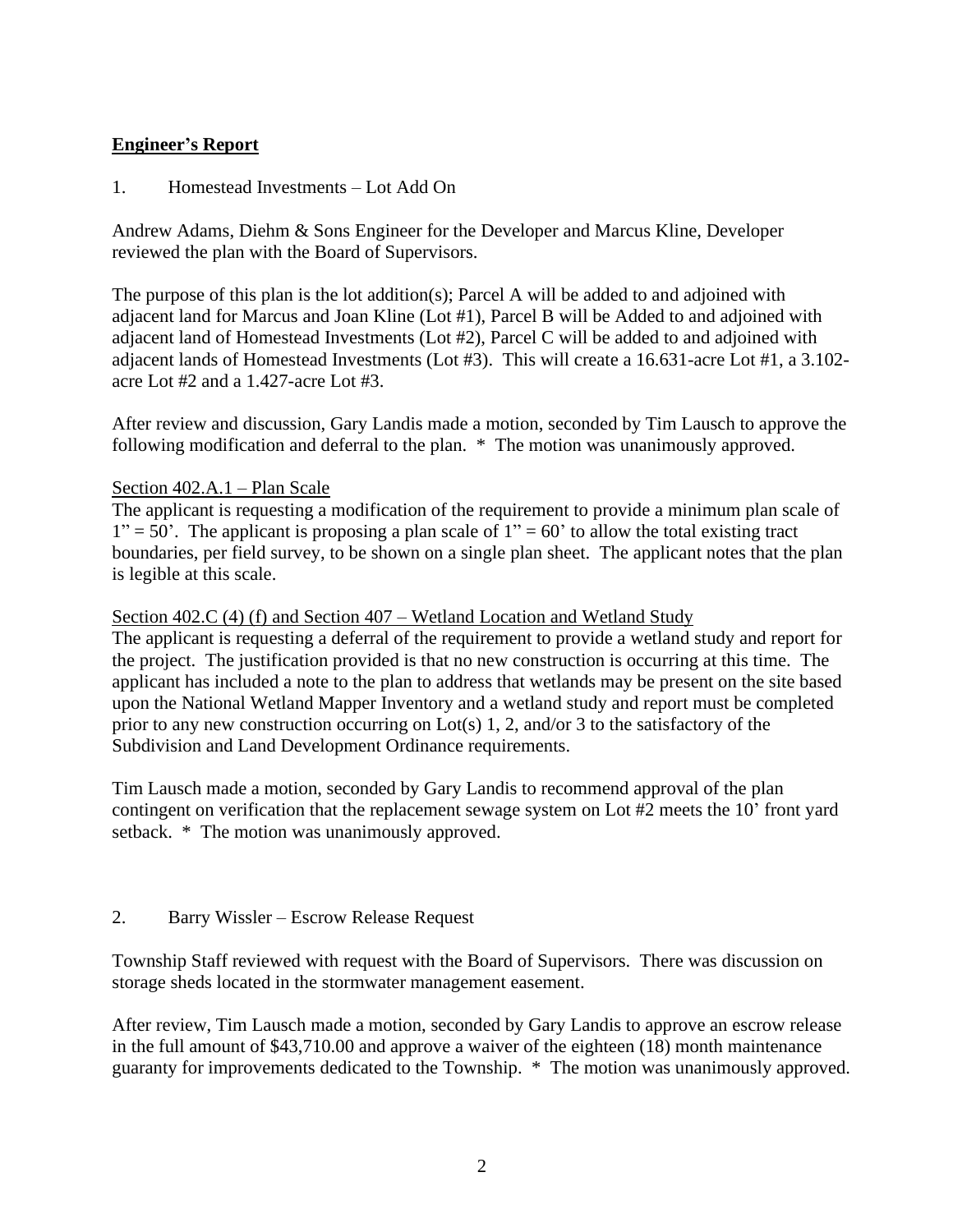## **Engineer's Report**

1. Homestead Investments – Lot Add On

Andrew Adams, Diehm & Sons Engineer for the Developer and Marcus Kline, Developer reviewed the plan with the Board of Supervisors.

The purpose of this plan is the lot addition(s); Parcel A will be added to and adjoined with adjacent land for Marcus and Joan Kline (Lot #1), Parcel B will be Added to and adjoined with adjacent land of Homestead Investments (Lot #2), Parcel C will be added to and adjoined with adjacent lands of Homestead Investments (Lot #3). This will create a 16.631-acre Lot #1, a 3.102-acre Lot #2 and a 1.427-acre Lot #3.

After review and discussion, Gary Landis made a motion, seconded by Tim Lausch to approve the following modification and deferral to the plan. * The motion was unanimously approved.

Section 402.A.1 – Plan Scale

The applicant is requesting a modification of the requirement to provide a minimum plan scale of 1" = 50'. The applicant is proposing a plan scale of 1" = 60' to allow the total existing tract boundaries, per field survey, to be shown on a single plan sheet. The applicant notes that the plan is legible at this scale.

Section 402.C (4) (f) and Section 407 – Wetland Location and Wetland Study

The applicant is requesting a deferral of the requirement to provide a wetland study and report for the project. The justification provided is that no new construction is occurring at this time. The applicant has included a note to the plan to address that wetlands may be present on the site based upon the National Wetland Mapper Inventory and a wetland study and report must be completed prior to any new construction occurring on Lot(s) 1, 2, and/or 3 to the satisfactory of the Subdivision and Land Development Ordinance requirements.

Tim Lausch made a motion, seconded by Gary Landis to recommend approval of the plan contingent on verification that the replacement sewage system on Lot #2 meets the 10' front yard setback. * The motion was unanimously approved.

2. Barry Wissler – Escrow Release Request

Township Staff reviewed with request with the Board of Supervisors. There was discussion on storage sheds located in the stormwater management easement.

After review, Tim Lausch made a motion, seconded by Gary Landis to approve an escrow release in the full amount of $43,710.00 and approve a waiver of the eighteen (18) month maintenance guaranty for improvements dedicated to the Township. * The motion was unanimously approved.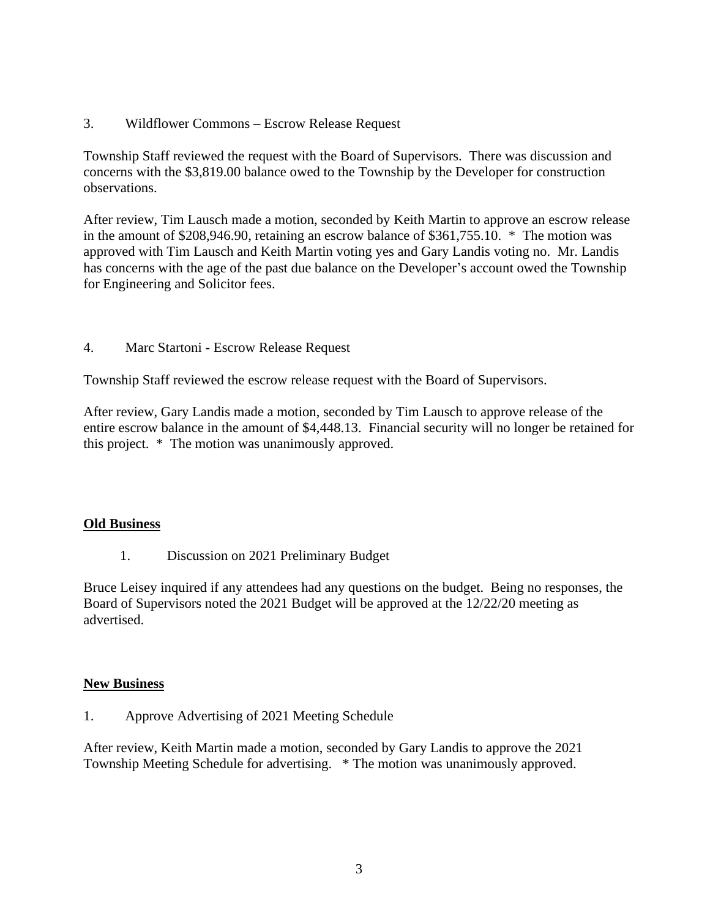3. Wildflower Commons – Escrow Release Request

Township Staff reviewed the request with the Board of Supervisors. There was discussion and concerns with the $3,819.00 balance owed to the Township by the Developer for construction observations.

After review, Tim Lausch made a motion, seconded by Keith Martin to approve an escrow release in the amount of $208,946.90, retaining an escrow balance of $361,755.10. * The motion was approved with Tim Lausch and Keith Martin voting yes and Gary Landis voting no. Mr. Landis has concerns with the age of the past due balance on the Developer's account owed the Township for Engineering and Solicitor fees.

4. Marc Startoni - Escrow Release Request

Township Staff reviewed the escrow release request with the Board of Supervisors.

After review, Gary Landis made a motion, seconded by Tim Lausch to approve release of the entire escrow balance in the amount of $4,448.13. Financial security will no longer be retained for this project. * The motion was unanimously approved.

**Old Business**

1. Discussion on 2021 Preliminary Budget

Bruce Leisey inquired if any attendees had any questions on the budget. Being no responses, the Board of Supervisors noted the 2021 Budget will be approved at the 12/22/20 meeting as advertised.

**New Business**

1. Approve Advertising of 2021 Meeting Schedule

After review, Keith Martin made a motion, seconded by Gary Landis to approve the 2021 Township Meeting Schedule for advertising. * The motion was unanimously approved.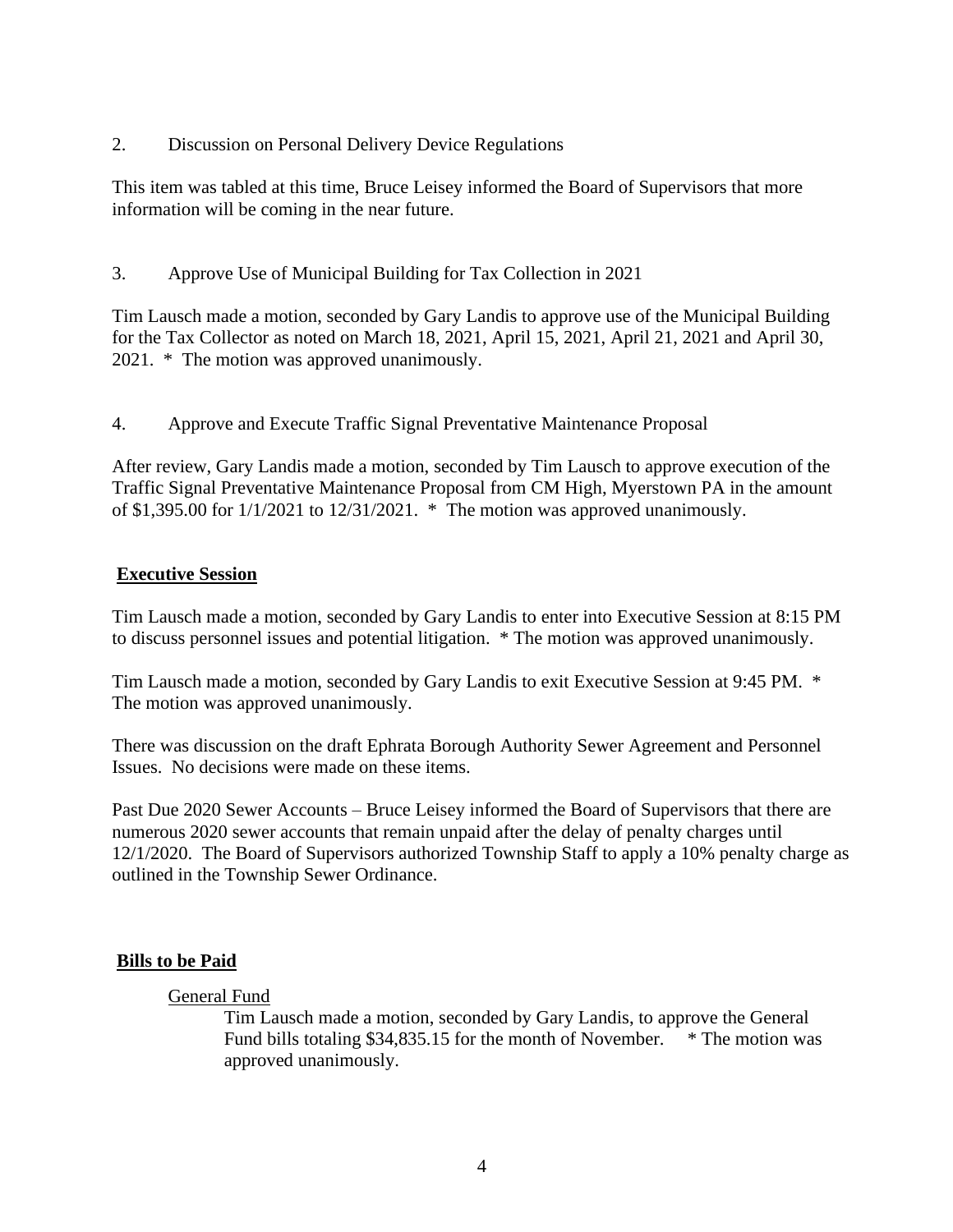2. Discussion on Personal Delivery Device Regulations

This item was tabled at this time, Bruce Leisey informed the Board of Supervisors that more information will be coming in the near future.

3. Approve Use of Municipal Building for Tax Collection in 2021

Tim Lausch made a motion, seconded by Gary Landis to approve use of the Municipal Building for the Tax Collector as noted on March 18, 2021, April 15, 2021, April 21, 2021 and April 30, 2021. * The motion was approved unanimously.

4. Approve and Execute Traffic Signal Preventative Maintenance Proposal

After review, Gary Landis made a motion, seconded by Tim Lausch to approve execution of the Traffic Signal Preventative Maintenance Proposal from CM High, Myerstown PA in the amount of $1,395.00 for 1/1/2021 to 12/31/2021. * The motion was approved unanimously.

## **Executive Session**

Tim Lausch made a motion, seconded by Gary Landis to enter into Executive Session at 8:15 PM to discuss personnel issues and potential litigation. * The motion was approved unanimously.

Tim Lausch made a motion, seconded by Gary Landis to exit Executive Session at 9:45 PM. * The motion was approved unanimously.

There was discussion on the draft Ephrata Borough Authority Sewer Agreement and Personnel Issues. No decisions were made on these items.

Past Due 2020 Sewer Accounts – Bruce Leisey informed the Board of Supervisors that there are numerous 2020 sewer accounts that remain unpaid after the delay of penalty charges until 12/1/2020. The Board of Supervisors authorized Township Staff to apply a 10% penalty charge as outlined in the Township Sewer Ordinance.

## **Bills to be Paid**

General Fund

Tim Lausch made a motion, seconded by Gary Landis, to approve the General Fund bills totaling $34,835.15 for the month of November. * The motion was approved unanimously.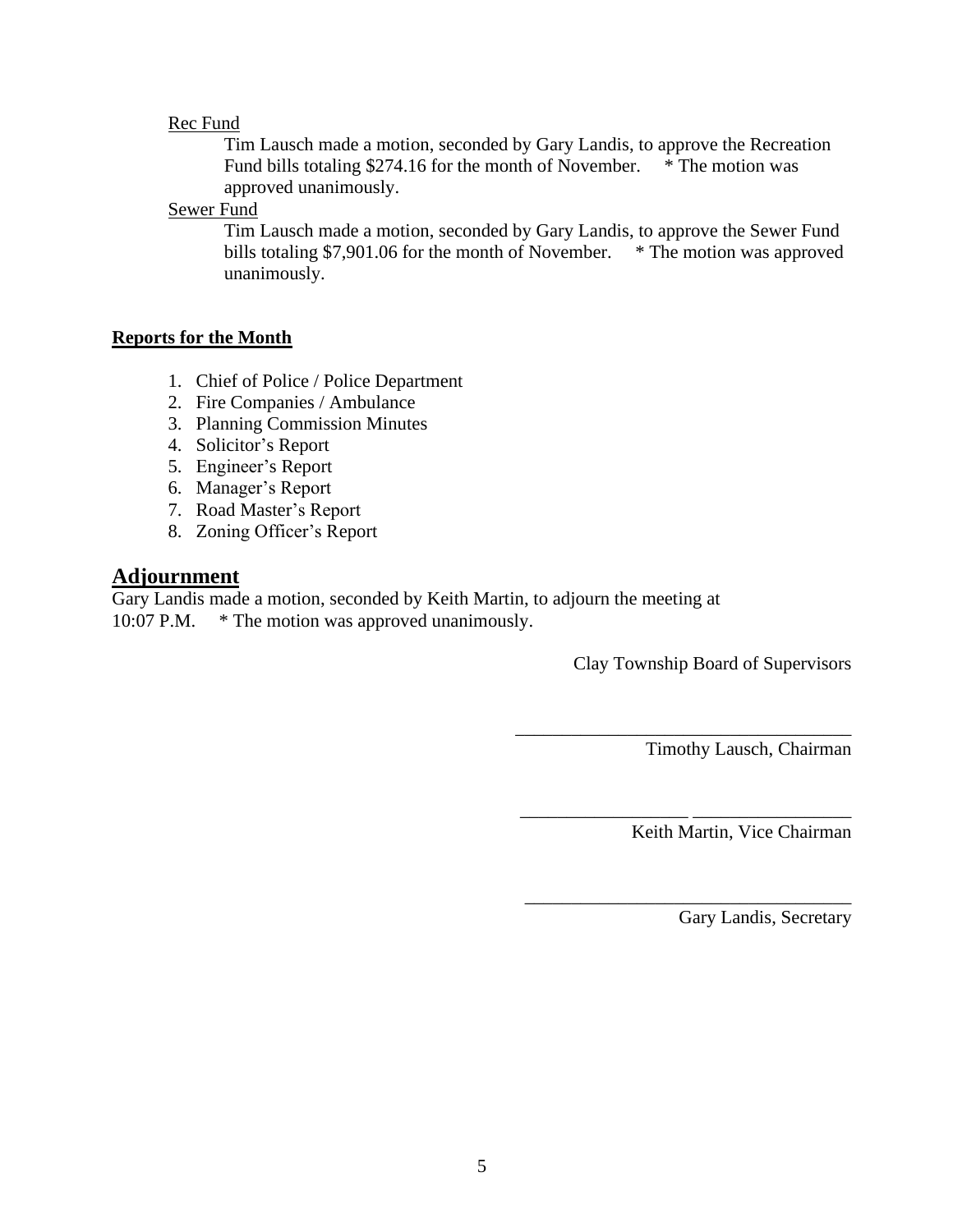Rec Fund

Tim Lausch made a motion, seconded by Gary Landis, to approve the Recreation Fund bills totaling $274.16 for the month of November. * The motion was approved unanimously.

Sewer Fund

Tim Lausch made a motion, seconded by Gary Landis, to approve the Sewer Fund bills totaling $7,901.06 for the month of November. * The motion was approved unanimously.

**Reports for the Month**

1. Chief of Police / Police Department
2. Fire Companies / Ambulance
3. Planning Commission Minutes
4. Solicitor's Report
5. Engineer's Report
6. Manager's Report
7. Road Master's Report
8. Zoning Officer's Report

## Adjournment

Gary Landis made a motion, seconded by Keith Martin, to adjourn the meeting at 10:07 P.M. * The motion was approved unanimously.

Clay Township Board of Supervisors

_____________________________________
Timothy Lausch, Chairman

_____________________________________
Keith Martin, Vice Chairman

_____________________________________
Gary Landis, Secretary